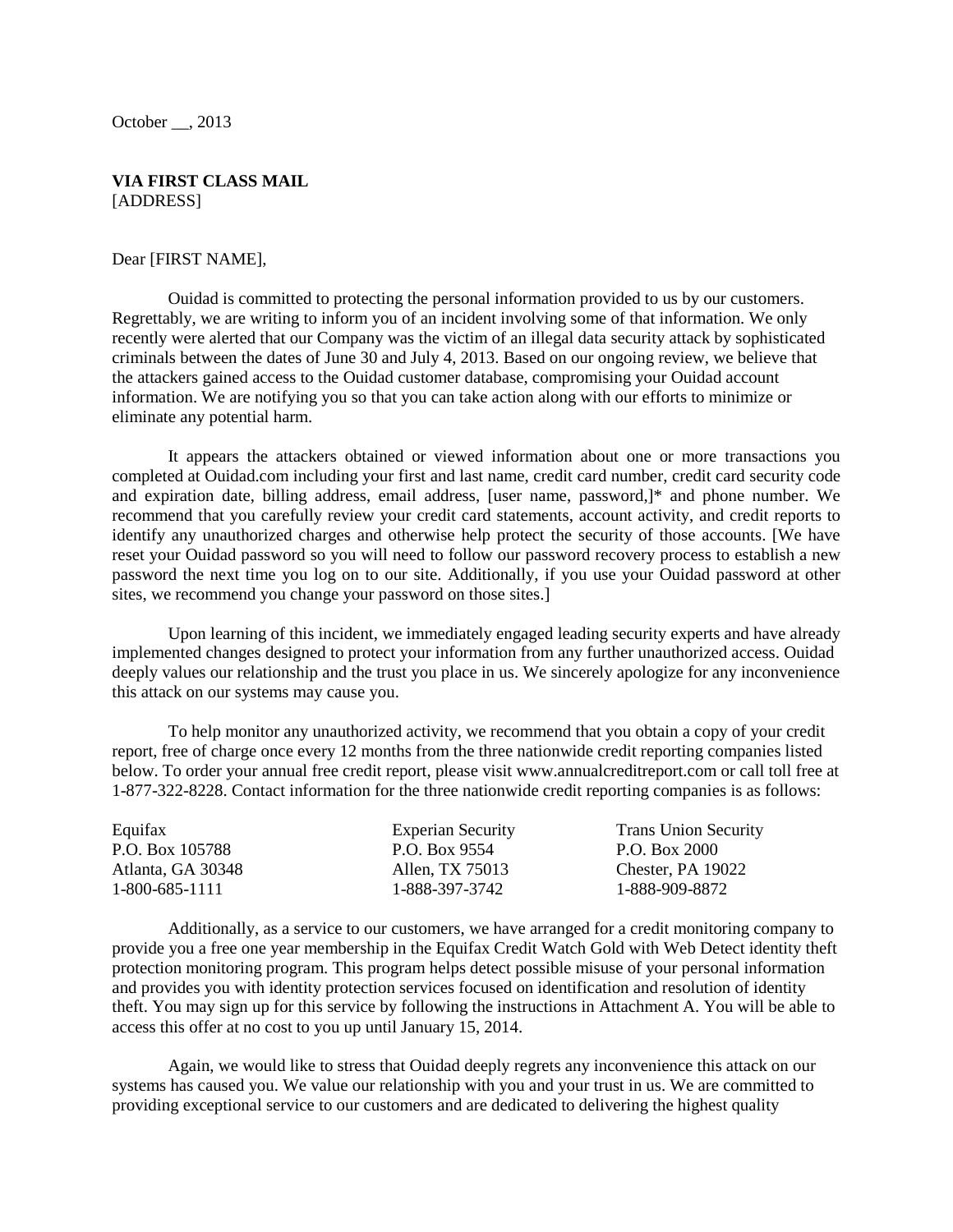October __, 2013

**VIA FIRST CLASS MAIL**
[ADDRESS]

Dear [FIRST NAME],

Ouidad is committed to protecting the personal information provided to us by our customers. Regrettably, we are writing to inform you of an incident involving some of that information. We only recently were alerted that our Company was the victim of an illegal data security attack by sophisticated criminals between the dates of June 30 and July 4, 2013. Based on our ongoing review, we believe that the attackers gained access to the Ouidad customer database, compromising your Ouidad account information. We are notifying you so that you can take action along with our efforts to minimize or eliminate any potential harm.

It appears the attackers obtained or viewed information about one or more transactions you completed at Ouidad.com including your first and last name, credit card number, credit card security code and expiration date, billing address, email address, [user name, password,]* and phone number. We recommend that you carefully review your credit card statements, account activity, and credit reports to identify any unauthorized charges and otherwise help protect the security of those accounts. [We have reset your Ouidad password so you will need to follow our password recovery process to establish a new password the next time you log on to our site. Additionally, if you use your Ouidad password at other sites, we recommend you change your password on those sites.]

Upon learning of this incident, we immediately engaged leading security experts and have already implemented changes designed to protect your information from any further unauthorized access. Ouidad deeply values our relationship and the trust you place in us. We sincerely apologize for any inconvenience this attack on our systems may cause you.

To help monitor any unauthorized activity, we recommend that you obtain a copy of your credit report, free of charge once every 12 months from the three nationwide credit reporting companies listed below. To order your annual free credit report, please visit www.annualcreditreport.com or call toll free at 1-877-322-8228. Contact information for the three nationwide credit reporting companies is as follows:

| Equifax | Experian Security | Trans Union Security |
|---|---|---|
| P.O. Box 105788 | P.O. Box 9554 | P.O. Box 2000 |
| Atlanta, GA 30348 | Allen, TX 75013 | Chester, PA 19022 |
| 1-800-685-1111 | 1-888-397-3742 | 1-888-909-8872 |

Additionally, as a service to our customers, we have arranged for a credit monitoring company to provide you a free one year membership in the Equifax Credit Watch Gold with Web Detect identity theft protection monitoring program. This program helps detect possible misuse of your personal information and provides you with identity protection services focused on identification and resolution of identity theft. You may sign up for this service by following the instructions in Attachment A. You will be able to access this offer at no cost to you up until January 15, 2014.

Again, we would like to stress that Ouidad deeply regrets any inconvenience this attack on our systems has caused you. We value our relationship with you and your trust in us. We are committed to providing exceptional service to our customers and are dedicated to delivering the highest quality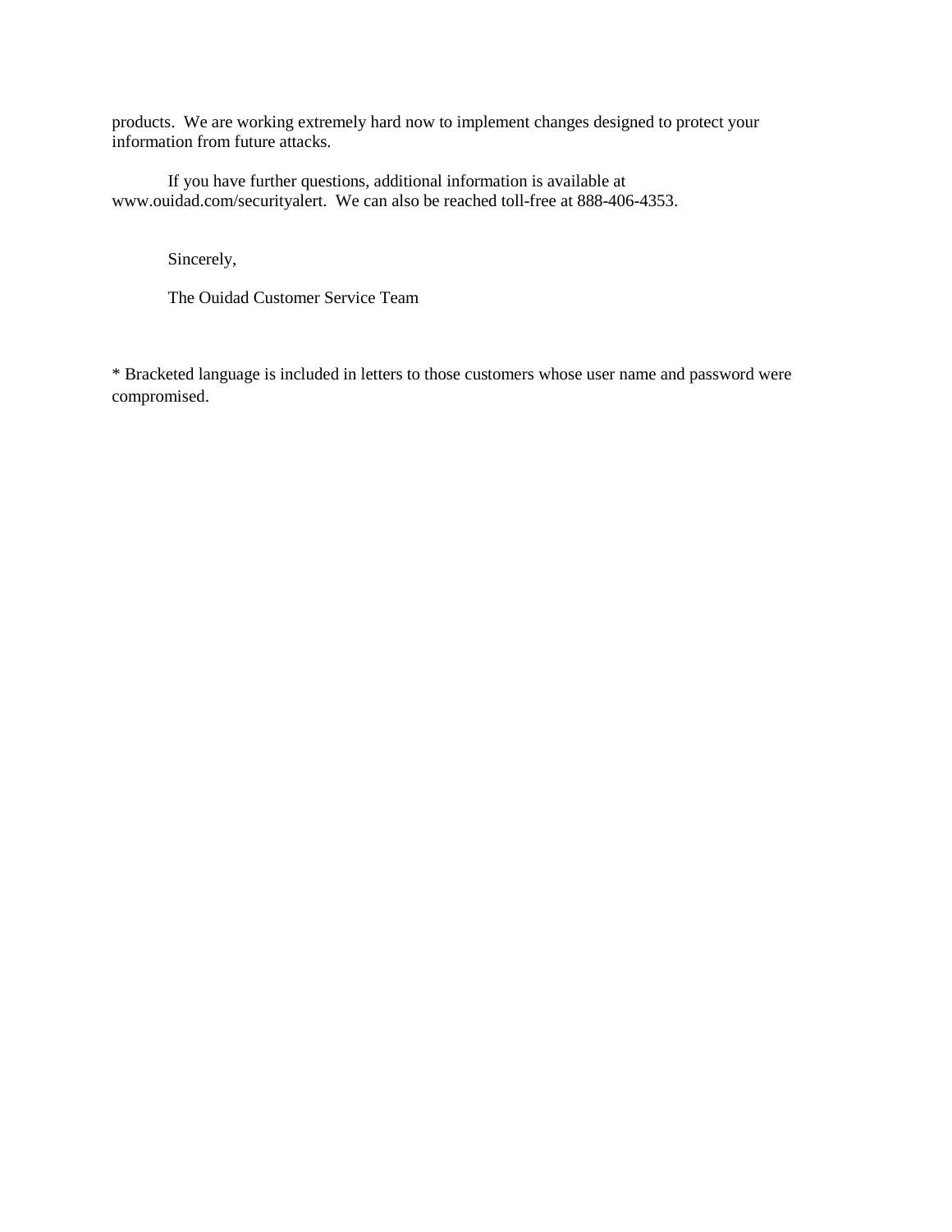products.  We are working extremely hard now to implement changes designed to protect your information from future attacks.

If you have further questions, additional information is available at www.ouidad.com/securityalert.  We can also be reached toll-free at 888-406-4353.

Sincerely,

The Ouidad Customer Service Team

* Bracketed language is included in letters to those customers whose user name and password were compromised.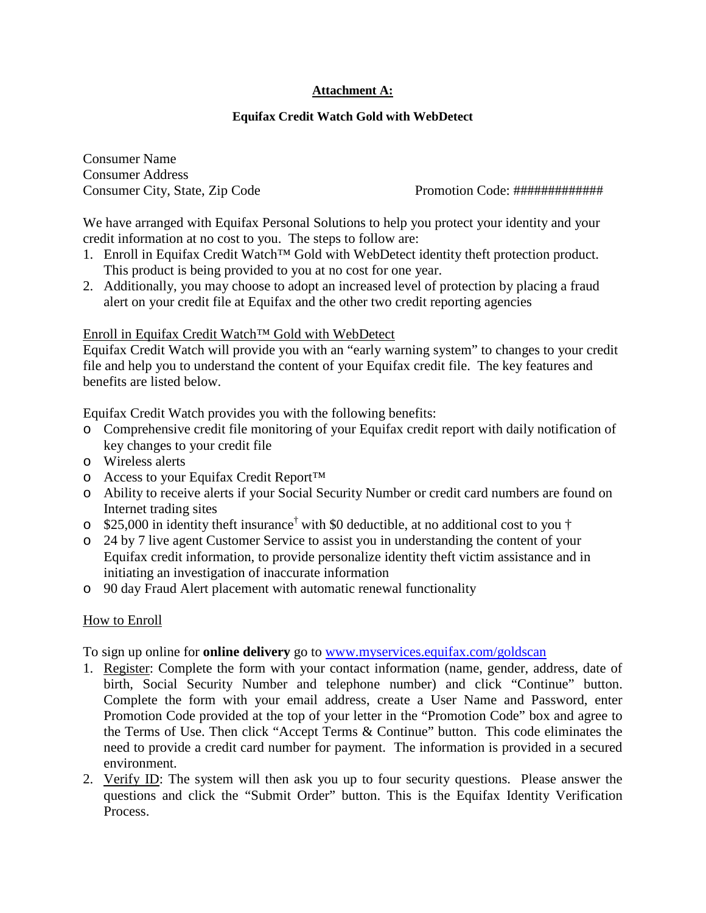**Attachment A:**

**Equifax Credit Watch Gold with WebDetect**

Consumer Name
Consumer Address
Consumer City, State, Zip Code

Promotion Code: #############

We have arranged with Equifax Personal Solutions to help you protect your identity and your credit information at no cost to you. The steps to follow are:

1. Enroll in Equifax Credit Watch™ Gold with WebDetect identity theft protection product. This product is being provided to you at no cost for one year.
2. Additionally, you may choose to adopt an increased level of protection by placing a fraud alert on your credit file at Equifax and the other two credit reporting agencies

Enroll in Equifax Credit Watch™ Gold with WebDetect

Equifax Credit Watch will provide you with an "early warning system" to changes to your credit file and help you to understand the content of your Equifax credit file. The key features and benefits are listed below.

Equifax Credit Watch provides you with the following benefits:

- Comprehensive credit file monitoring of your Equifax credit report with daily notification of key changes to your credit file
- Wireless alerts
- Access to your Equifax Credit Report™
- Ability to receive alerts if your Social Security Number or credit card numbers are found on Internet trading sites
- $25,000 in identity theft insurance† with $0 deductible, at no additional cost to you †
- 24 by 7 live agent Customer Service to assist you in understanding the content of your Equifax credit information, to provide personalize identity theft victim assistance and in initiating an investigation of inaccurate information
- 90 day Fraud Alert placement with automatic renewal functionality

How to Enroll

To sign up online for **online delivery** go to [www.myservices.equifax.com/goldscan](www.myservices.equifax.com/goldscan)

1. Register: Complete the form with your contact information (name, gender, address, date of birth, Social Security Number and telephone number) and click "Continue" button. Complete the form with your email address, create a User Name and Password, enter Promotion Code provided at the top of your letter in the "Promotion Code" box and agree to the Terms of Use. Then click "Accept Terms & Continue" button. This code eliminates the need to provide a credit card number for payment. The information is provided in a secured environment.
2. Verify ID: The system will then ask you up to four security questions. Please answer the questions and click the "Submit Order" button. This is the Equifax Identity Verification Process.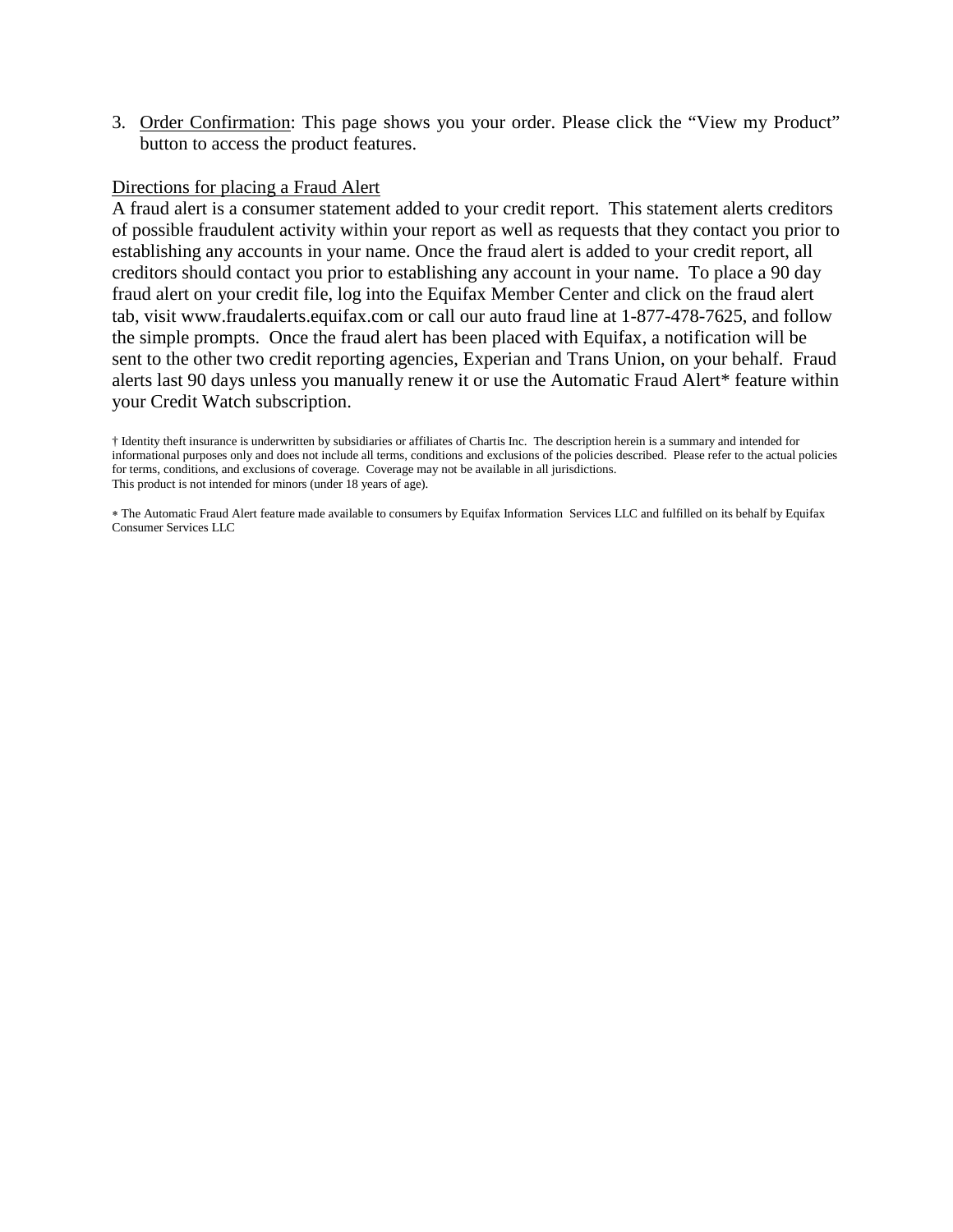3. <u>Order Confirmation</u>: This page shows you your order. Please click the “View my Product” button to access the product features.

<u>Directions for placing a Fraud Alert</u>

A fraud alert is a consumer statement added to your credit report. This statement alerts creditors of possible fraudulent activity within your report as well as requests that they contact you prior to establishing any accounts in your name. Once the fraud alert is added to your credit report, all creditors should contact you prior to establishing any account in your name. To place a 90 day fraud alert on your credit file, log into the Equifax Member Center and click on the fraud alert tab, visit www.fraudalerts.equifax.com or call our auto fraud line at 1-877-478-7625, and follow the simple prompts. Once the fraud alert has been placed with Equifax, a notification will be sent to the other two credit reporting agencies, Experian and Trans Union, on your behalf. Fraud alerts last 90 days unless you manually renew it or use the Automatic Fraud Alert* feature within your Credit Watch subscription.

† Identity theft insurance is underwritten by subsidiaries or affiliates of Chartis Inc. The description herein is a summary and intended for informational purposes only and does not include all terms, conditions and exclusions of the policies described. Please refer to the actual policies for terms, conditions, and exclusions of coverage. Coverage may not be available in all jurisdictions.
This product is not intended for minors (under 18 years of age).

* The Automatic Fraud Alert feature made available to consumers by Equifax Information Services LLC and fulfilled on its behalf by Equifax Consumer Services LLC